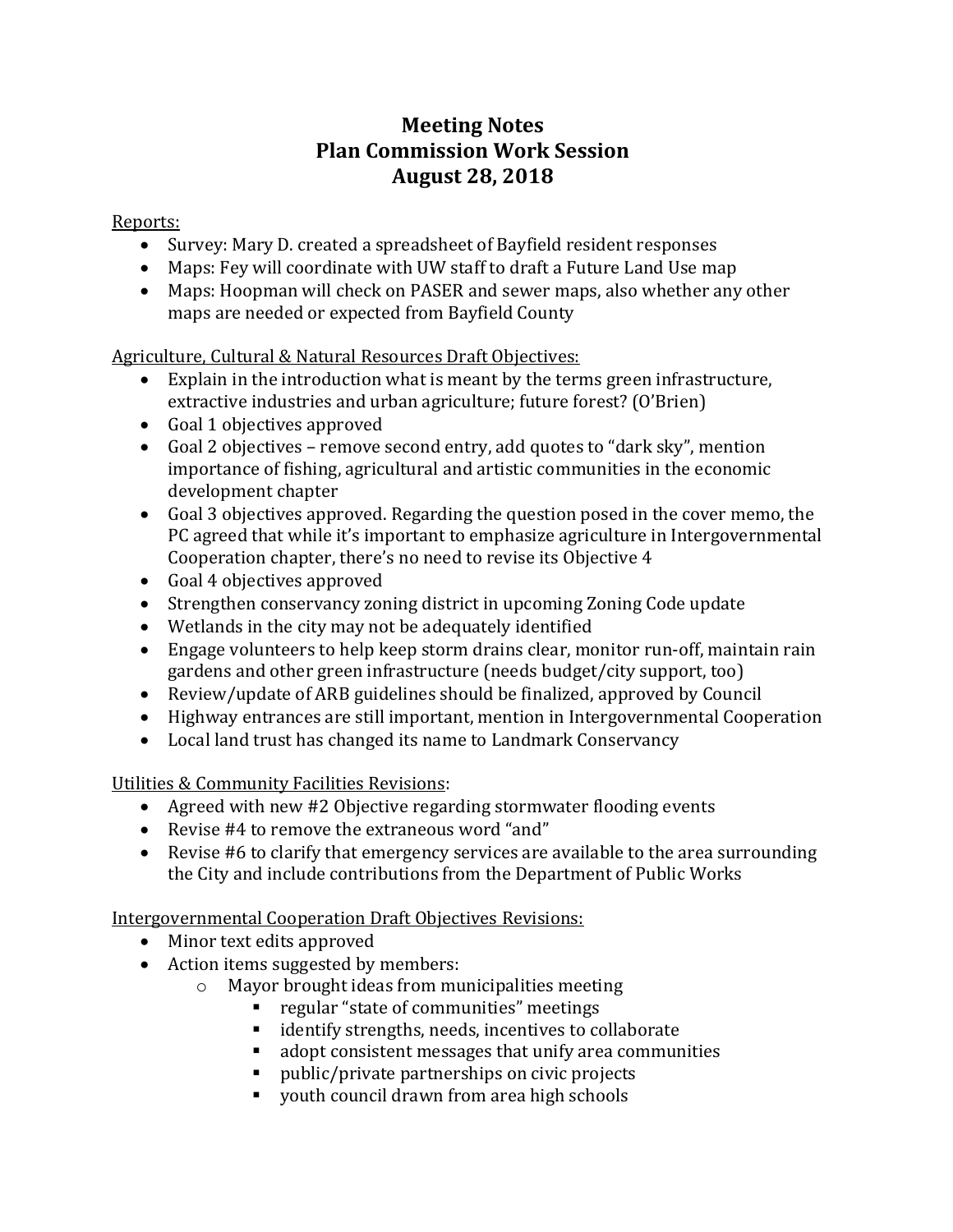# Meeting Notes
# Plan Commission Work Session
# August 28, 2018

Reports:

- Survey: Mary D. created a spreadsheet of Bayfield resident responses
- Maps: Fey will coordinate with UW staff to draft a Future Land Use map
- Maps: Hoopman will check on PASER and sewer maps, also whether any other maps are needed or expected from Bayfield County

Agriculture, Cultural & Natural Resources Draft Objectives:

- Explain in the introduction what is meant by the terms green infrastructure, extractive industries and urban agriculture; future forest? (O'Brien)
- Goal 1 objectives approved
- Goal 2 objectives – remove second entry, add quotes to "dark sky", mention importance of fishing, agricultural and artistic communities in the economic development chapter
- Goal 3 objectives approved. Regarding the question posed in the cover memo, the PC agreed that while it's important to emphasize agriculture in Intergovernmental Cooperation chapter, there's no need to revise its Objective 4
- Goal 4 objectives approved
- Strengthen conservancy zoning district in upcoming Zoning Code update
- Wetlands in the city may not be adequately identified
- Engage volunteers to help keep storm drains clear, monitor run-off, maintain rain gardens and other green infrastructure (needs budget/city support, too)
- Review/update of ARB guidelines should be finalized, approved by Council
- Highway entrances are still important, mention in Intergovernmental Cooperation
- Local land trust has changed its name to Landmark Conservancy

Utilities & Community Facilities Revisions:

- Agreed with new #2 Objective regarding stormwater flooding events
- Revise #4 to remove the extraneous word "and"
- Revise #6 to clarify that emergency services are available to the area surrounding the City and include contributions from the Department of Public Works

Intergovernmental Cooperation Draft Objectives Revisions:

- Minor text edits approved
- Action items suggested by members:
  - Mayor brought ideas from municipalities meeting
    - regular "state of communities" meetings
    - identify strengths, needs, incentives to collaborate
    - adopt consistent messages that unify area communities
    - public/private partnerships on civic projects
    - youth council drawn from area high schools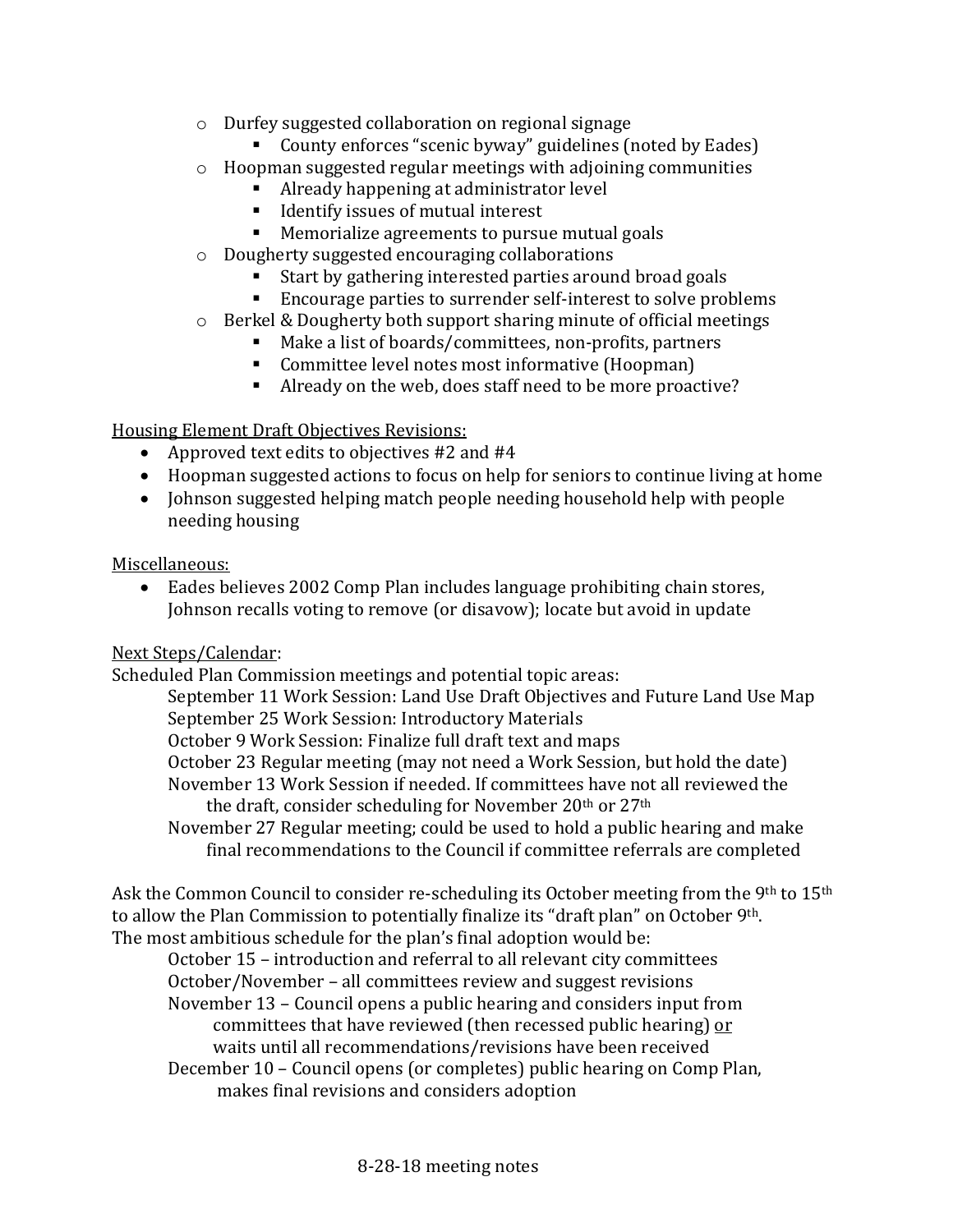- Durfey suggested collaboration on regional signage
    - County enforces "scenic byway" guidelines (noted by Eades)
- Hoopman suggested regular meetings with adjoining communities
    - Already happening at administrator level
    - Identify issues of mutual interest
    - Memorialize agreements to pursue mutual goals
- Dougherty suggested encouraging collaborations
    - Start by gathering interested parties around broad goals
    - Encourage parties to surrender self-interest to solve problems
- Berkel & Dougherty both support sharing minute of official meetings
    - Make a list of boards/committees, non-profits, partners
    - Committee level notes most informative (Hoopman)
    - Already on the web, does staff need to be more proactive?

<u>Housing Element Draft Objectives Revisions:</u>

- Approved text edits to objectives #2 and #4
- Hoopman suggested actions to focus on help for seniors to continue living at home
- Johnson suggested helping match people needing household help with people needing housing

<u>Miscellaneous:</u>

- Eades believes 2002 Comp Plan includes language prohibiting chain stores, Johnson recalls voting to remove (or disavow); locate but avoid in update

<u>Next Steps/Calendar</u>:

Scheduled Plan Commission meetings and potential topic areas:

September 11 Work Session: Land Use Draft Objectives and Future Land Use Map
September 25 Work Session: Introductory Materials
October 9 Work Session: Finalize full draft text and maps
October 23 Regular meeting (may not need a Work Session, but hold the date)
November 13 Work Session if needed. If committees have not all reviewed the the draft, consider scheduling for November 20th or 27th
November 27 Regular meeting; could be used to hold a public hearing and make final recommendations to the Council if committee referrals are completed

Ask the Common Council to consider re-scheduling its October meeting from the 9th to 15th to allow the Plan Commission to potentially finalize its "draft plan" on October 9th.
The most ambitious schedule for the plan's final adoption would be:

October 15 – introduction and referral to all relevant city committees
October/November – all committees review and suggest revisions
November 13 – Council opens a public hearing and considers input from committees that have reviewed (then recessed public hearing) <u>or</u> waits until all recommendations/revisions have been received
December 10 – Council opens (or completes) public hearing on Comp Plan, makes final revisions and considers adoption

8-28-18 meeting notes